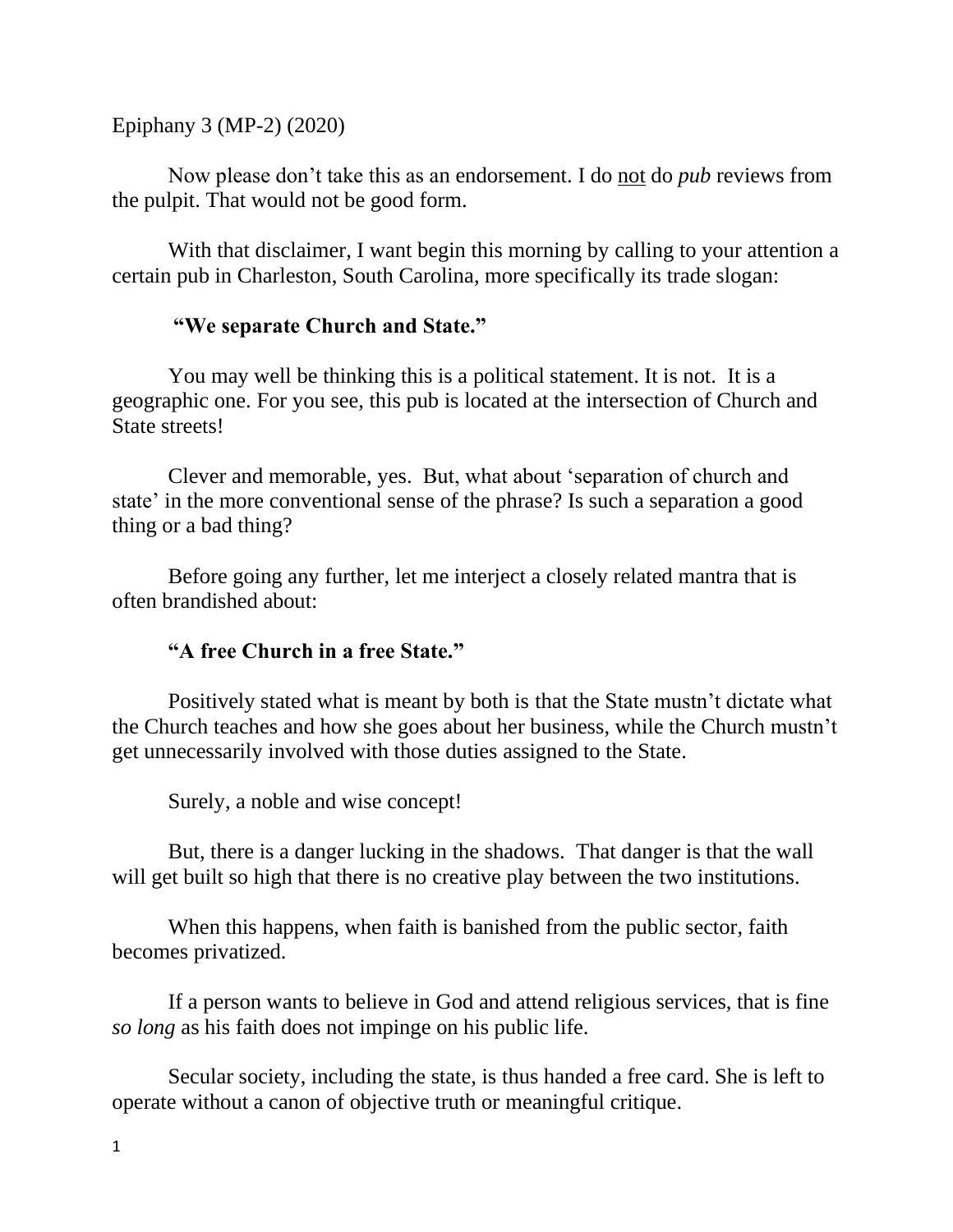Epiphany 3 (MP-2) (2020)

Now please don't take this as an endorsement. I do not do *pub* reviews from the pulpit. That would not be good form.

With that disclaimer, I want begin this morning by calling to your attention a certain pub in Charleston, South Carolina, more specifically its trade slogan:

**"We separate Church and State."**

You may well be thinking this is a political statement. It is not. It is a geographic one. For you see, this pub is located at the intersection of Church and State streets!

Clever and memorable, yes. But, what about 'separation of church and state' in the more conventional sense of the phrase? Is such a separation a good thing or a bad thing?

Before going any further, let me interject a closely related mantra that is often brandished about:

**"A free Church in a free State."**

Positively stated what is meant by both is that the State mustn't dictate what the Church teaches and how she goes about her business, while the Church mustn't get unnecessarily involved with those duties assigned to the State.

Surely, a noble and wise concept!

But, there is a danger lucking in the shadows. That danger is that the wall will get built so high that there is no creative play between the two institutions.

When this happens, when faith is banished from the public sector, faith becomes privatized.

If a person wants to believe in God and attend religious services, that is fine *so long* as his faith does not impinge on his public life.

Secular society, including the state, is thus handed a free card. She is left to operate without a canon of objective truth or meaningful critique.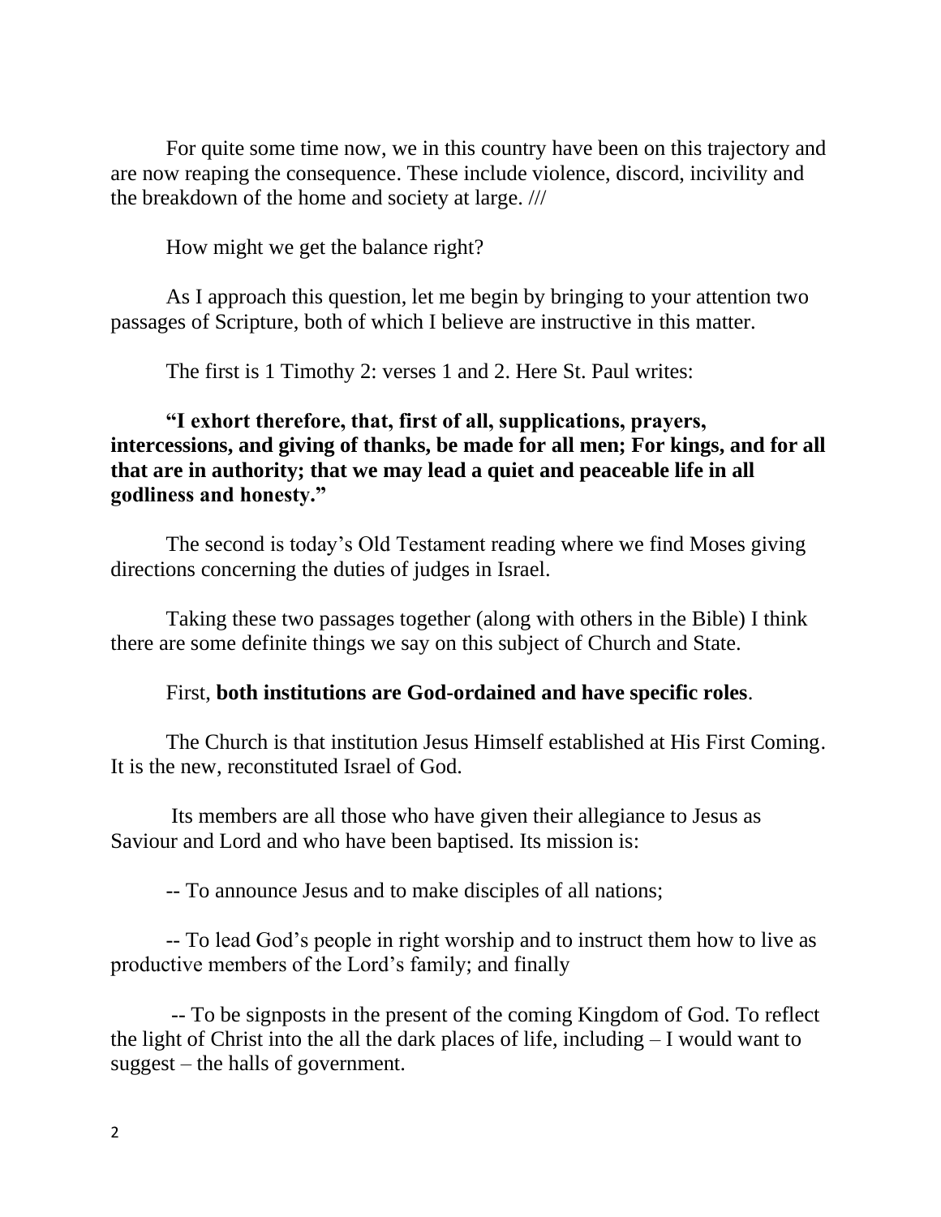For quite some time now, we in this country have been on this trajectory and are now reaping the consequence. These include violence, discord, incivility and the breakdown of the home and society at large. ///

How might we get the balance right?

As I approach this question, let me begin by bringing to your attention two passages of Scripture, both of which I believe are instructive in this matter.

The first is 1 Timothy 2: verses 1 and 2. Here St. Paul writes:

**"I exhort therefore, that, first of all, supplications, prayers, intercessions, and giving of thanks, be made for all men; For kings, and for all that are in authority; that we may lead a quiet and peaceable life in all godliness and honesty."**

The second is today's Old Testament reading where we find Moses giving directions concerning the duties of judges in Israel.

Taking these two passages together (along with others in the Bible) I think there are some definite things we say on this subject of Church and State.

First, **both institutions are God-ordained and have specific roles**.

The Church is that institution Jesus Himself established at His First Coming. It is the new, reconstituted Israel of God.

Its members are all those who have given their allegiance to Jesus as Saviour and Lord and who have been baptised. Its mission is:

-- To announce Jesus and to make disciples of all nations;

-- To lead God's people in right worship and to instruct them how to live as productive members of the Lord's family; and finally

-- To be signposts in the present of the coming Kingdom of God. To reflect the light of Christ into the all the dark places of life, including – I would want to suggest – the halls of government.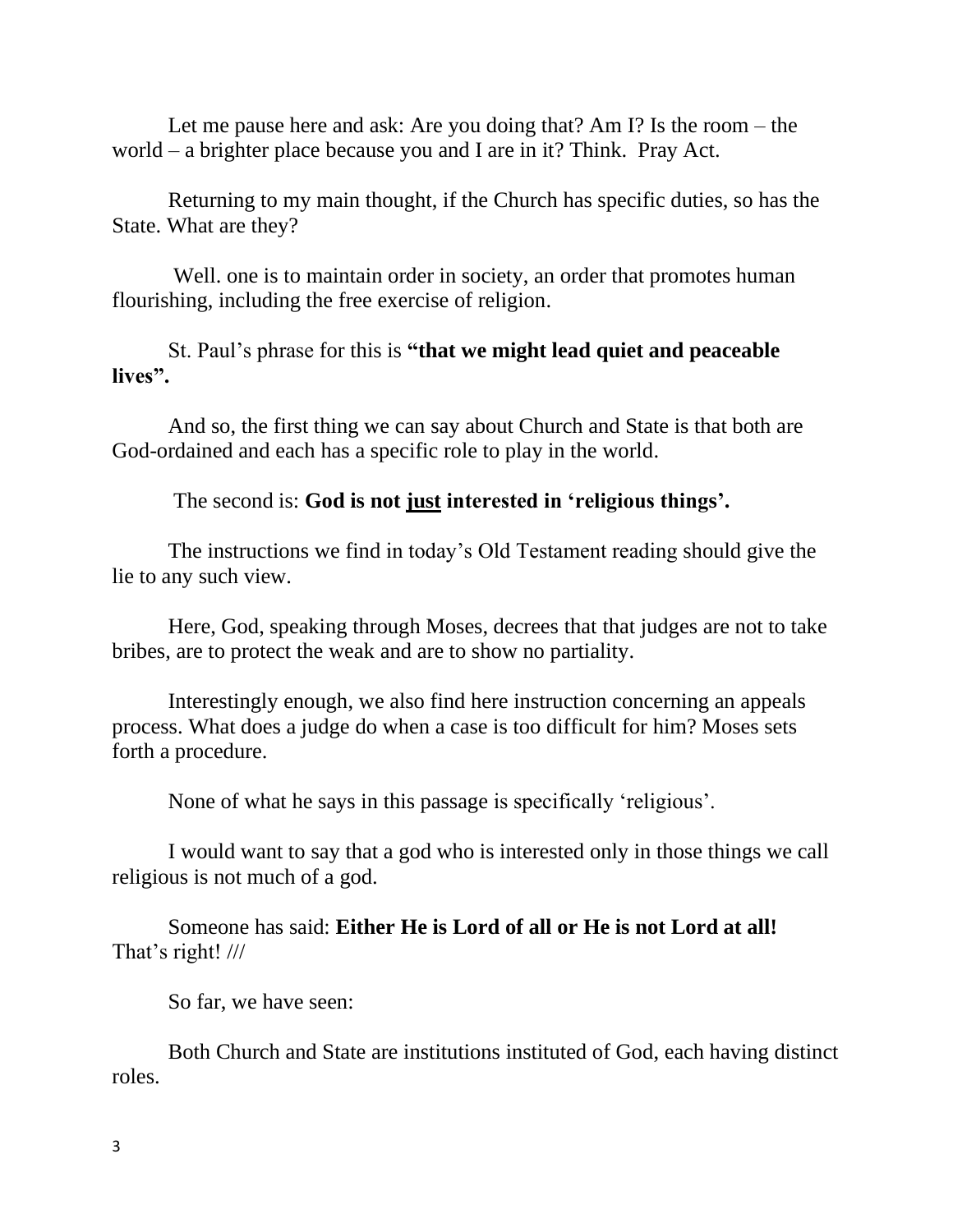Let me pause here and ask: Are you doing that? Am I? Is the room – the world – a brighter place because you and I are in it? Think.  Pray Act.

Returning to my main thought, if the Church has specific duties, so has the State. What are they?

Well. one is to maintain order in society, an order that promotes human flourishing, including the free exercise of religion.

St. Paul's phrase for this is **"that we might lead quiet and peaceable lives".**

And so, the first thing we can say about Church and State is that both are God-ordained and each has a specific role to play in the world.

The second is: **God is not <u>just</u> interested in 'religious things'.**

The instructions we find in today's Old Testament reading should give the lie to any such view.

Here, God, speaking through Moses, decrees that that judges are not to take bribes, are to protect the weak and are to show no partiality.

Interestingly enough, we also find here instruction concerning an appeals process. What does a judge do when a case is too difficult for him? Moses sets forth a procedure.

None of what he says in this passage is specifically 'religious'.

I would want to say that a god who is interested only in those things we call religious is not much of a god.

Someone has said: **Either He is Lord of all or He is not Lord at all!** That's right! ///

So far, we have seen:

Both Church and State are institutions instituted of God, each having distinct roles.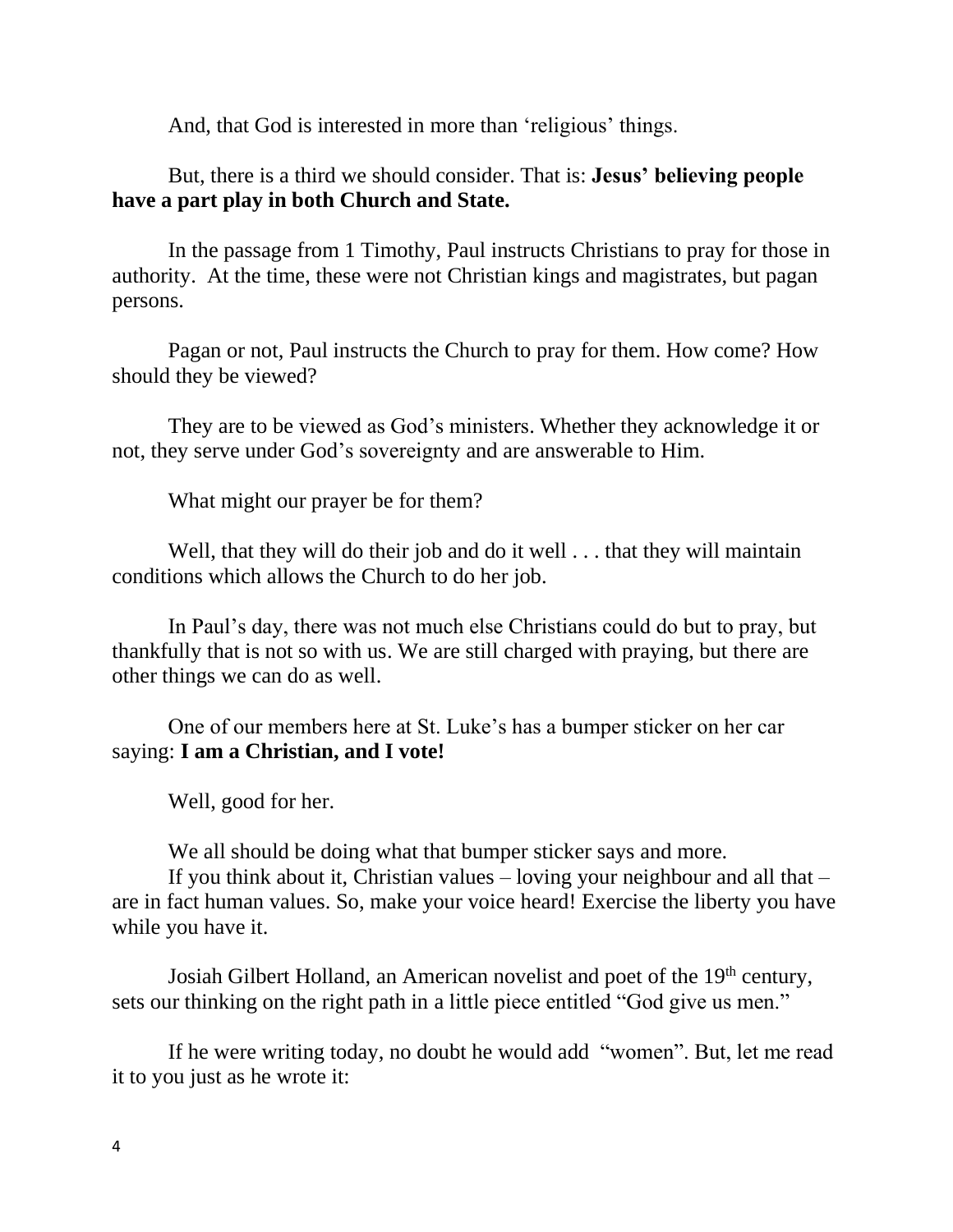And, that God is interested in more than 'religious' things.

But, there is a third we should consider. That is: **Jesus' believing people have a part play in both Church and State.**

In the passage from 1 Timothy, Paul instructs Christians to pray for those in authority. At the time, these were not Christian kings and magistrates, but pagan persons.

Pagan or not, Paul instructs the Church to pray for them. How come? How should they be viewed?

They are to be viewed as God's ministers. Whether they acknowledge it or not, they serve under God's sovereignty and are answerable to Him.

What might our prayer be for them?

Well, that they will do their job and do it well . . . that they will maintain conditions which allows the Church to do her job.

In Paul's day, there was not much else Christians could do but to pray, but thankfully that is not so with us. We are still charged with praying, but there are other things we can do as well.

One of our members here at St. Luke's has a bumper sticker on her car saying: **I am a Christian, and I vote!**

Well, good for her.

We all should be doing what that bumper sticker says and more.

If you think about it, Christian values – loving your neighbour and all that – are in fact human values. So, make your voice heard! Exercise the liberty you have while you have it.

Josiah Gilbert Holland, an American novelist and poet of the 19th century, sets our thinking on the right path in a little piece entitled "God give us men."

If he were writing today, no doubt he would add "women". But, let me read it to you just as he wrote it: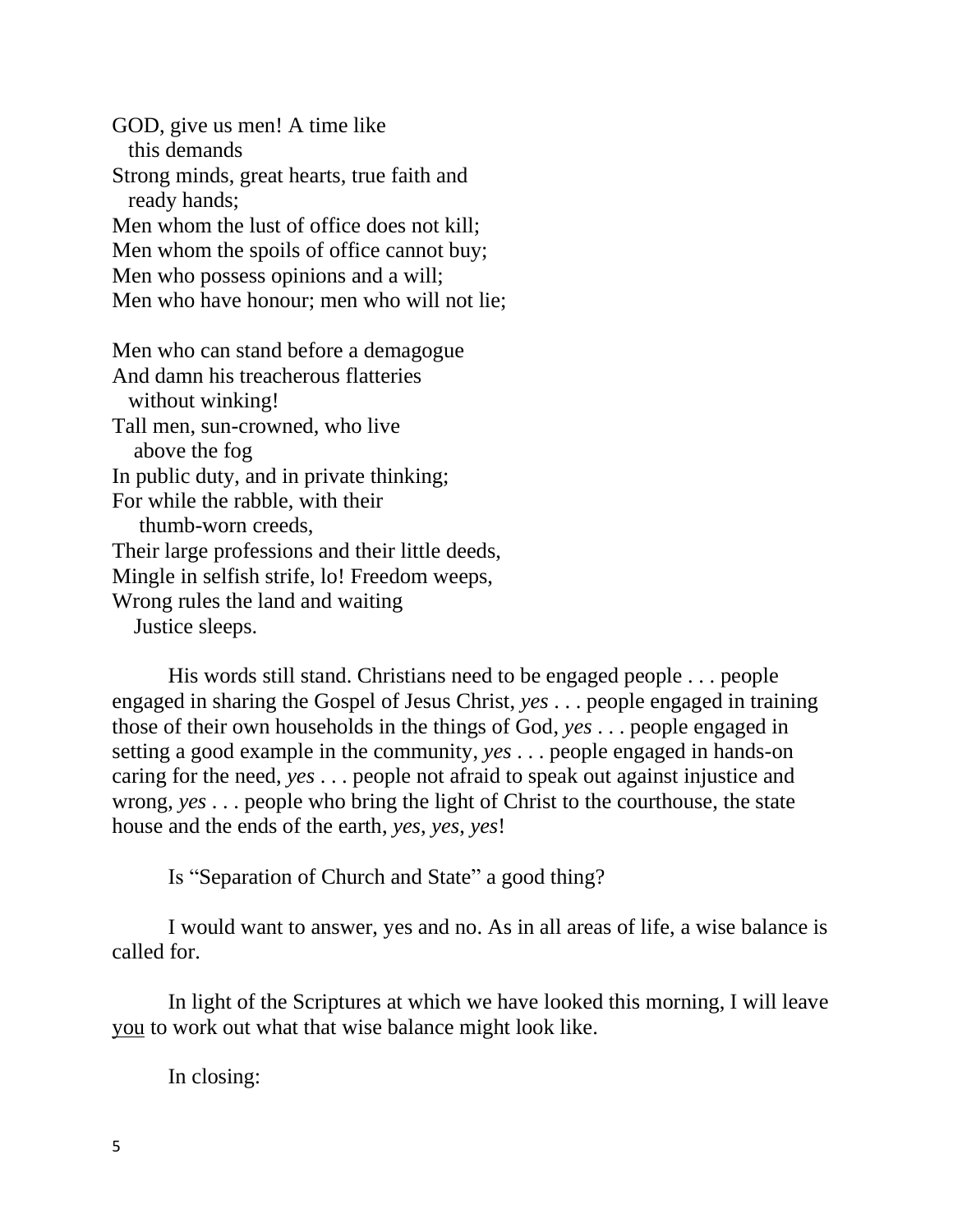GOD, give us men! A time like
  this demands
Strong minds, great hearts, true faith and
  ready hands;
Men whom the lust of office does not kill;
Men whom the spoils of office cannot buy;
Men who possess opinions and a will;
Men who have honour; men who will not lie;

Men who can stand before a demagogue
And damn his treacherous flatteries
  without winking!
Tall men, sun-crowned, who live
  above the fog
In public duty, and in private thinking;
For while the rabble, with their
  thumb-worn creeds,
Their large professions and their little deeds,
Mingle in selfish strife, lo! Freedom weeps,
Wrong rules the land and waiting
  Justice sleeps.

His words still stand. Christians need to be engaged people . . . people engaged in sharing the Gospel of Jesus Christ, *yes* . . . people engaged in training those of their own households in the things of God, *yes* . . . people engaged in setting a good example in the community, *yes* . . . people engaged in hands-on caring for the need, *yes* . . . people not afraid to speak out against injustice and wrong, *yes* . . . people who bring the light of Christ to the courthouse, the state house and the ends of the earth, *yes*, *yes*, *yes*!

Is "Separation of Church and State" a good thing?

I would want to answer, yes and no. As in all areas of life, a wise balance is called for.

In light of the Scriptures at which we have looked this morning, I will leave <u>you</u> to work out what that wise balance might look like.

In closing: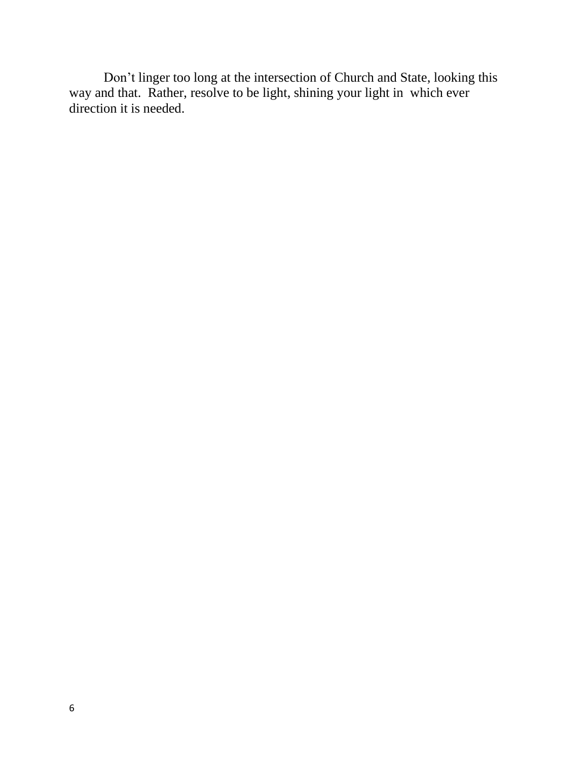Don't linger too long at the intersection of Church and State, looking this way and that. Rather, resolve to be light, shining your light in which ever direction it is needed.